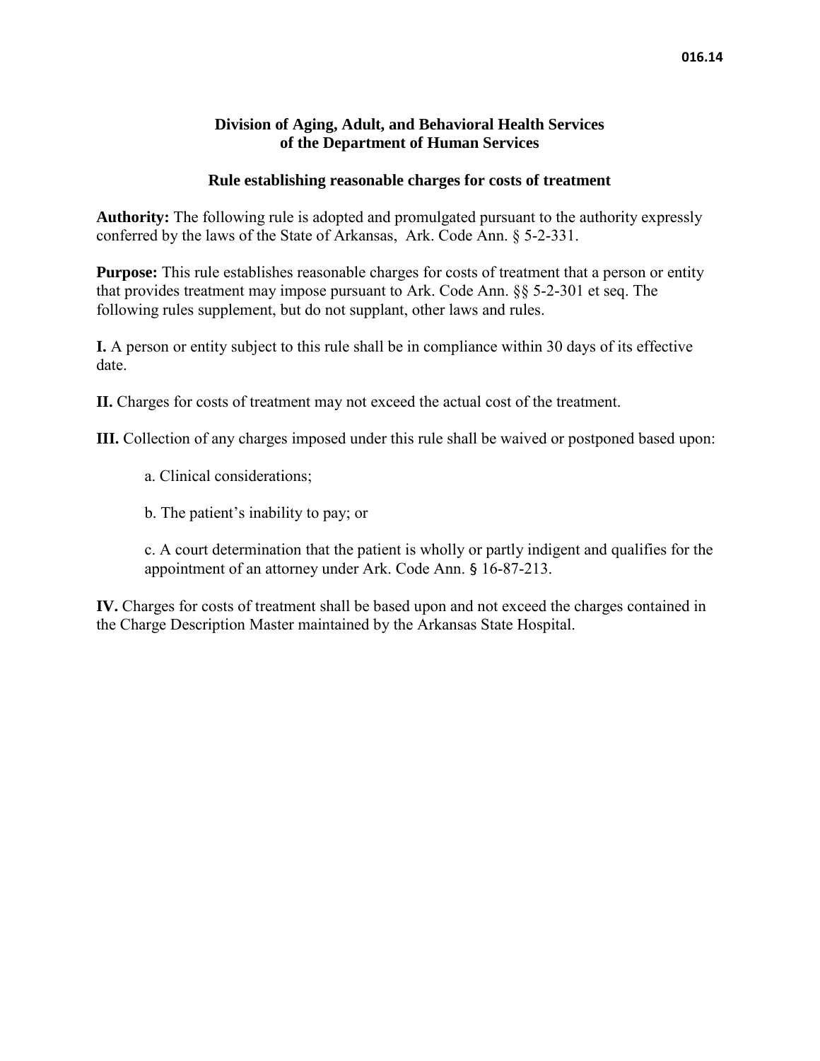016.14

**Division of Aging, Adult, and Behavioral Health Services of the Department of Human Services**

**Rule establishing reasonable charges for costs of treatment**

**Authority:** The following rule is adopted and promulgated pursuant to the authority expressly conferred by the laws of the State of Arkansas, Ark. Code Ann. § 5-2-331.

**Purpose:** This rule establishes reasonable charges for costs of treatment that a person or entity that provides treatment may impose pursuant to Ark. Code Ann. §§ 5-2-301 et seq. The following rules supplement, but do not supplant, other laws and rules.

**I.** A person or entity subject to this rule shall be in compliance within 30 days of its effective date.

**II.** Charges for costs of treatment may not exceed the actual cost of the treatment.

**III.** Collection of any charges imposed under this rule shall be waived or postponed based upon:

a. Clinical considerations;

b. The patient's inability to pay; or

c. A court determination that the patient is wholly or partly indigent and qualifies for the appointment of an attorney under Ark. Code Ann. § 16-87-213.

**IV.** Charges for costs of treatment shall be based upon and not exceed the charges contained in the Charge Description Master maintained by the Arkansas State Hospital.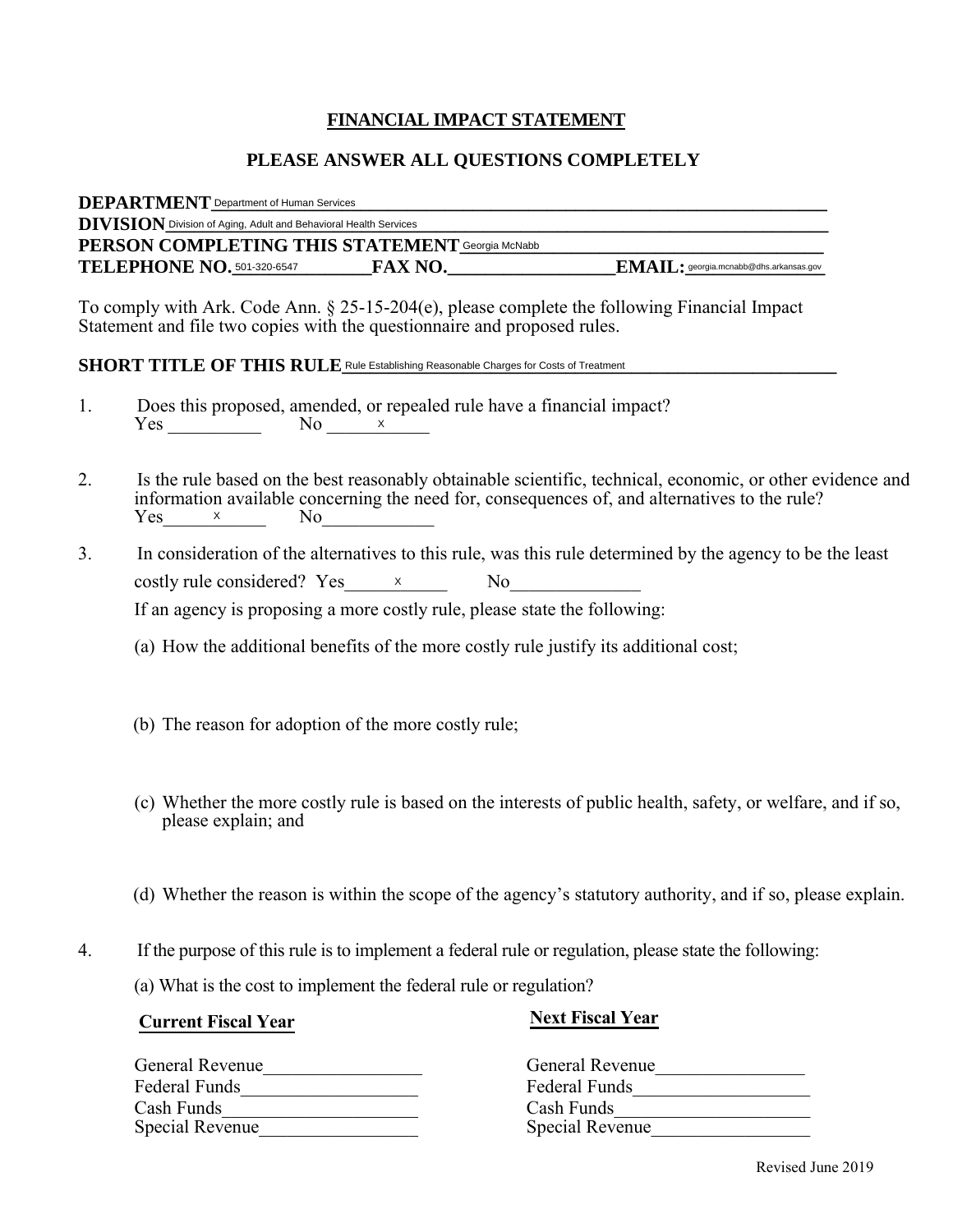# FINANCIAL IMPACT STATEMENT

## PLEASE ANSWER ALL QUESTIONS COMPLETELY

**DEPARTMENT** Department of Human Services

**DIVISION** Division of Aging, Adult and Behavioral Health Services

**PERSON COMPLETING THIS STATEMENT** Georgia McNabb

**TELEPHONE NO.** 501-320-6547 **FAX NO.**\_\_\_\_\_\_\_\_\_\_\_\_ **EMAIL:** georgia.mcnabb@dhs.arkansas.gov

To comply with Ark. Code Ann. § 25-15-204(e), please complete the following Financial Impact Statement and file two copies with the questionnaire and proposed rules.

**SHORT TITLE OF THIS RULE** Rule Establishing Reasonable Charges for Costs of Treatment

1. Does this proposed, amended, or repealed rule have a financial impact?
   Yes \_\_\_\_\_\_\_\_\_\_ No x

2. Is the rule based on the best reasonably obtainable scientific, technical, economic, or other evidence and information available concerning the need for, consequences of, and alternatives to the rule?
   Yes x No\_\_\_\_\_\_\_\_\_\_

3. In consideration of the alternatives to this rule, was this rule determined by the agency to be the least costly rule considered? Yes x No\_\_\_\_\_\_\_\_\_\_

   If an agency is proposing a more costly rule, please state the following:

   (a) How the additional benefits of the more costly rule justify its additional cost;

   (b) The reason for adoption of the more costly rule;

   (c) Whether the more costly rule is based on the interests of public health, safety, or welfare, and if so, please explain; and

   (d) Whether the reason is within the scope of the agency's statutory authority, and if so, please explain.

4. If the purpose of this rule is to implement a federal rule or regulation, please state the following:

   (a) What is the cost to implement the federal rule or regulation?

| **Current Fiscal Year** | | **Next Fiscal Year** | |
|---|---|---|---|
| General Revenue | | General Revenue | |
| Federal Funds | | Federal Funds | |
| Cash Funds | | Cash Funds | |
| Special Revenue | | Special Revenue | |

Revised June 2019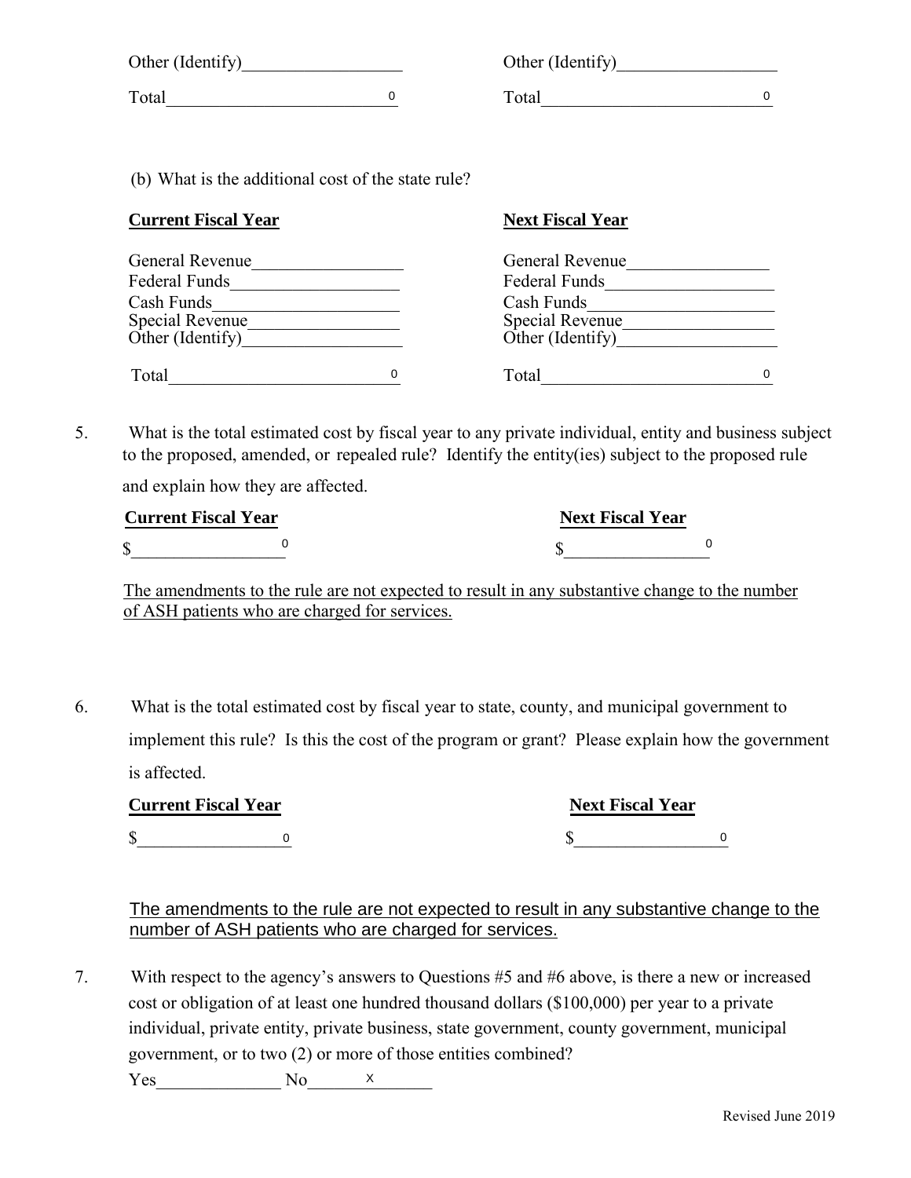| | |
|---|---|
| Other (Identify)__________________ | Other (Identify)__________________ |
| Total 0 | Total 0 |

(b) What is the additional cost of the state rule?

| **Current Fiscal Year** | **Next Fiscal Year** |
|---|---|
| General Revenue_________________ | General Revenue_________________ |
| Federal Funds___________________ | Federal Funds___________________ |
| Cash Funds_____________________ | Cash Funds_____________________ |
| Special Revenue_________________ | Special Revenue_________________ |
| Other (Identify)_________________ | Other (Identify)_________________ |
| Total 0 | Total 0 |

5. What is the total estimated cost by fiscal year to any private individual, entity and business subject to the proposed, amended, or repealed rule? Identify the entity(ies) subject to the proposed rule and explain how they are affected.

| **Current Fiscal Year** | **Next Fiscal Year** |
|---|---|
| $ 0 | $ 0 |

The amendments to the rule are not expected to result in any substantive change to the number of ASH patients who are charged for services.

6. What is the total estimated cost by fiscal year to state, county, and municipal government to implement this rule? Is this the cost of the program or grant? Please explain how the government is affected.

| **Current Fiscal Year** | **Next Fiscal Year** |
|---|---|
| $ 0 | $ 0 |

The amendments to the rule are not expected to result in any substantive change to the number of ASH patients who are charged for services.

7. With respect to the agency's answers to Questions #5 and #6 above, is there a new or increased cost or obligation of at least one hundred thousand dollars ($100,000) per year to a private individual, private entity, private business, state government, county government, municipal government, or to two (2) or more of those entities combined?

Yes______________ No X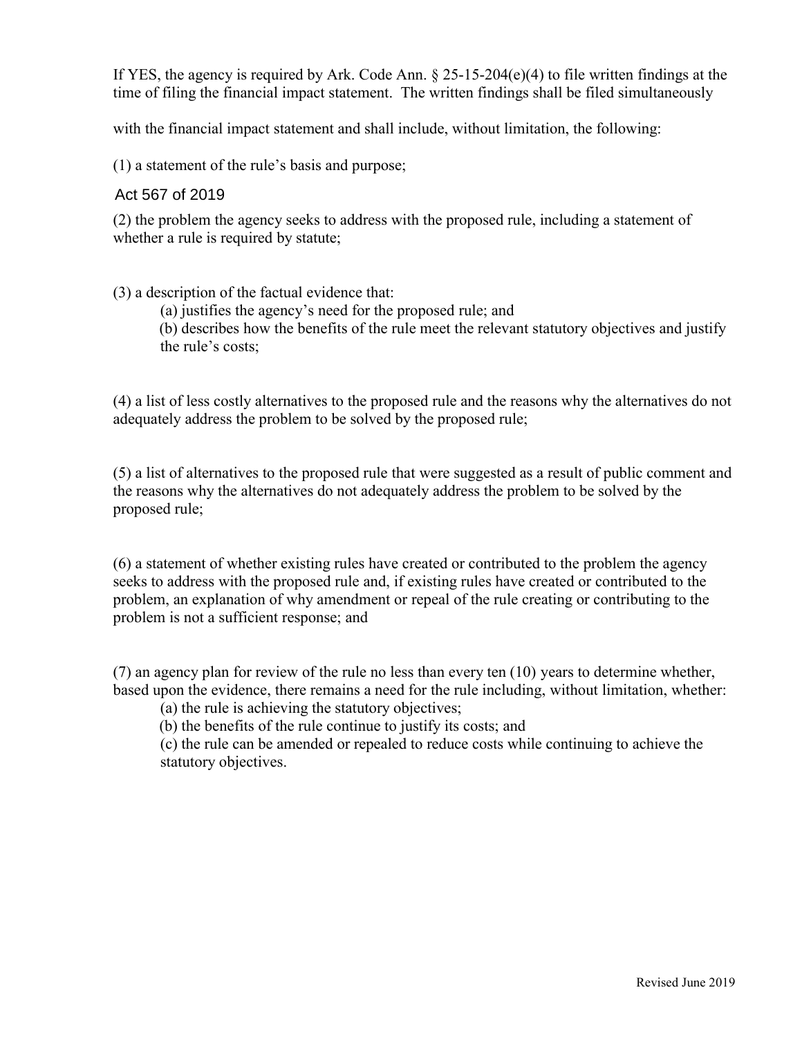If YES, the agency is required by Ark. Code Ann. § 25-15-204(e)(4) to file written findings at the time of filing the financial impact statement. The written findings shall be filed simultaneously

with the financial impact statement and shall include, without limitation, the following:

(1) a statement of the rule's basis and purpose;

Act 567 of 2019

(2) the problem the agency seeks to address with the proposed rule, including a statement of whether a rule is required by statute;

(3) a description of the factual evidence that:

(a) justifies the agency's need for the proposed rule; and

(b) describes how the benefits of the rule meet the relevant statutory objectives and justify the rule's costs;

(4) a list of less costly alternatives to the proposed rule and the reasons why the alternatives do not adequately address the problem to be solved by the proposed rule;

(5) a list of alternatives to the proposed rule that were suggested as a result of public comment and the reasons why the alternatives do not adequately address the problem to be solved by the proposed rule;

(6) a statement of whether existing rules have created or contributed to the problem the agency seeks to address with the proposed rule and, if existing rules have created or contributed to the problem, an explanation of why amendment or repeal of the rule creating or contributing to the problem is not a sufficient response; and

(7) an agency plan for review of the rule no less than every ten (10) years to determine whether, based upon the evidence, there remains a need for the rule including, without limitation, whether:

(a) the rule is achieving the statutory objectives;

(b) the benefits of the rule continue to justify its costs; and

(c) the rule can be amended or repealed to reduce costs while continuing to achieve the statutory objectives.

Revised June 2019